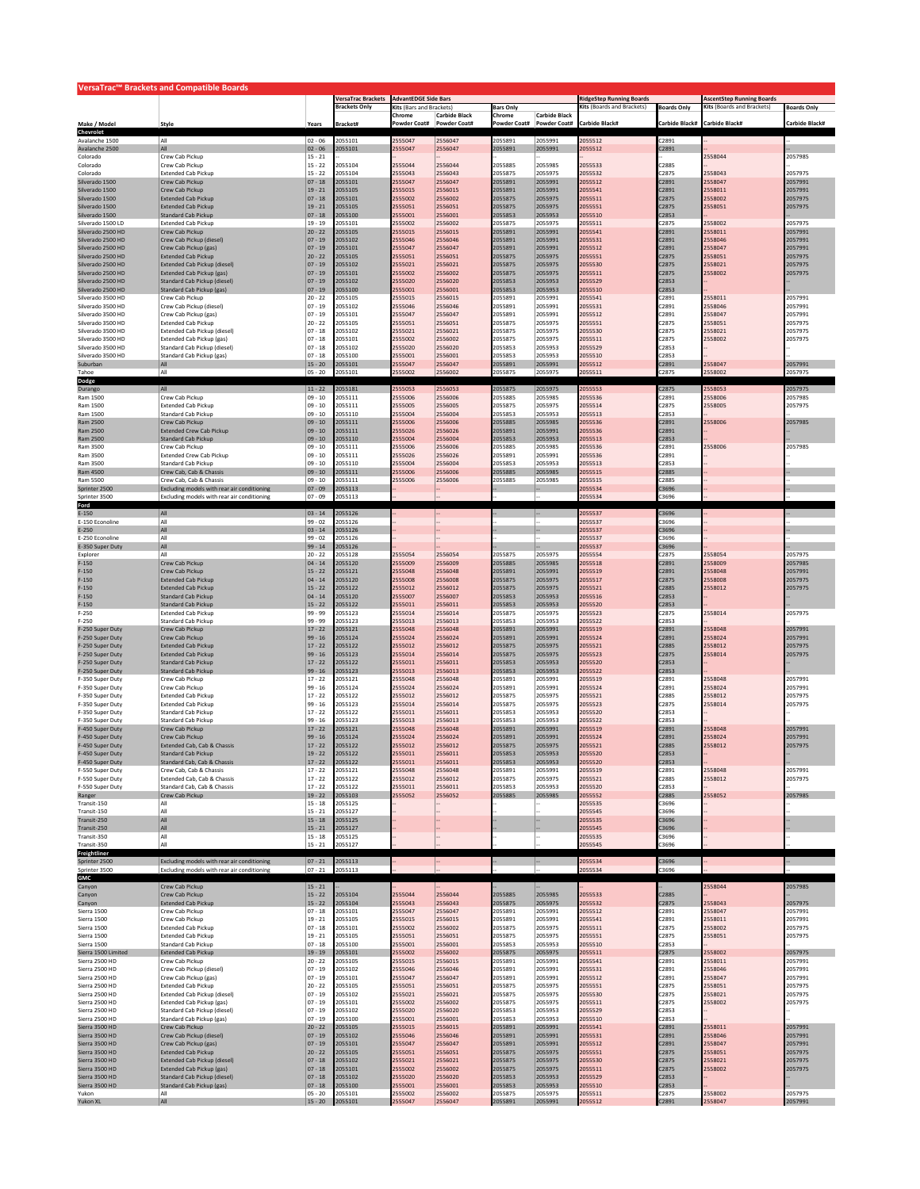# VersaTrac™ Brackets and Compatible Boards

| Make / Model | Style | Years | VersaTrac Brackets | AdvantEDGE Side Bars | | | | RidgeStep Running Boards | | AscentStep Running Boards | |
|---|---|---|---|---|---|---|---|---|---|---|---|
| | | | Brackets Only | Kits (Bars and Brackets) | | Bars Only | | Kits (Boards and Brackets) | Boards Only | Kits (Boards and Brackets) | Boards Only |
| | | | | Chrome | Carbide Black | Chrome | Carbide Black | | | | |
| | | | Bracket# | Powder Coat# | Powder Coat# | Powder Coat# | Powder Coat# | Carbide Black# | Carbide Black# | Carbide Black# | Carbide Black# |
| **Chevrolet** | | | | | | | | | | | |
| Avalanche 1500 | All | 02 - 06 | 20S5101 | 25S5047 | 25S6047 | 20S5891 | 20S5991 | 20S5512 | C2891 | -- | -- |
| Avalanche 2500 | All | 02 - 06 | 20S5101 | 25S5047 | 25S6047 | 20S5891 | 20S5991 | 20S5512 | C2891 | -- | -- |
| Colorado | Crew Cab Pickup | 15 - 21 | -- | -- | -- | -- | -- | -- | -- | 25S8044 | 20S7985 |
| Colorado | Crew Cab Pickup | 15 - 22 | 20S5104 | 25S5044 | 25S6044 | 20S5885 | 20S5985 | 20S5533 | C2885 | -- | -- |
| Colorado | Extended Cab Pickup | 15 - 22 | 20S5104 | 25S5043 | 25S6043 | 20S5875 | 20S5975 | 20S5532 | C2875 | 25S8043 | 20S7975 |
| Silverado 1500 | Crew Cab Pickup | 07 - 18 | 20S5101 | 25S5047 | 25S6047 | 20S5891 | 20S5991 | 20S5512 | C2891 | 25S8047 | 20S7991 |
| Silverado 1500 | Crew Cab Pickup | 19 - 21 | 20S5105 | 25S5015 | 25S6015 | 20S5891 | 20S5991 | 20S5541 | C2891 | 25S8011 | 20S7991 |
| Silverado 1500 | Extended Cab Pickup | 07 - 18 | 20S5101 | 25S5002 | 25S6002 | 20S5875 | 20S5975 | 20S5511 | C2875 | 25S8002 | 20S7975 |
| Silverado 1500 | Extended Cab Pickup | 19 - 21 | 20S5105 | 25S5051 | 25S6051 | 20S5875 | 20S5975 | 20S5551 | C2875 | 25S8051 | 20S7975 |
| Silverado 1500 | Standard Cab Pickup | 07 - 18 | 20S5100 | 25S5001 | 25S6001 | 20S5853 | 20S5953 | 20S5510 | C2853 | -- | -- |
| Silverado 1500 LD | Extended Cab Pickup | 19 - 19 | 20S5101 | 25S5002 | 25S6002 | 20S5875 | 20S5975 | 20S5511 | C2875 | 25S8002 | 20S7975 |
| Silverado 2500 HD | Crew Cab Pickup | 20 - 22 | 20S5105 | 25S5015 | 25S6015 | 20S5891 | 20S5991 | 20S5541 | C2891 | 25S8011 | 20S7991 |
| Silverado 2500 HD | Crew Cab Pickup (diesel) | 07 - 19 | 20S5102 | 25S5046 | 25S6046 | 20S5891 | 20S5991 | 20S5531 | C2891 | 25S8046 | 20S7991 |
| Silverado 2500 HD | Crew Cab Pickup (gas) | 07 - 19 | 20S5101 | 25S5047 | 25S6047 | 20S5891 | 20S5991 | 20S5512 | C2891 | 25S8047 | 20S7991 |
| Silverado 2500 HD | Extended Cab Pickup | 20 - 22 | 20S5105 | 25S5051 | 25S6051 | 20S5875 | 20S5975 | 20S5551 | C2875 | 25S8051 | 20S7975 |
| Silverado 2500 HD | Extended Cab Pickup (diesel) | 07 - 19 | 20S5102 | 25S5021 | 25S6021 | 20S5875 | 20S5975 | 20S5530 | C2875 | 25S8021 | 20S7975 |
| Silverado 2500 HD | Extended Cab Pickup (gas) | 07 - 19 | 20S5101 | 25S5002 | 25S6002 | 20S5875 | 20S5975 | 20S5511 | C2875 | 25S8002 | 20S7975 |
| Silverado 2500 HD | Standard Cab Pickup (diesel) | 07 - 19 | 20S5102 | 25S5020 | 25S6020 | 20S5853 | 20S5953 | 20S5529 | C2853 | -- | -- |
| Silverado 2500 HD | Standard Cab Pickup (gas) | 07 - 19 | 20S5100 | 25S5001 | 25S6001 | 20S5853 | 20S5953 | 20S5510 | C2853 | -- | -- |
| Silverado 3500 HD | Crew Cab Pickup | 20 - 22 | 20S5105 | 25S5015 | 25S6015 | 20S5891 | 20S5991 | 20S5541 | C2891 | 25S8011 | 20S7991 |
| Silverado 3500 HD | Crew Cab Pickup (diesel) | 07 - 19 | 20S5102 | 25S5046 | 25S6046 | 20S5891 | 20S5991 | 20S5531 | C2891 | 25S8046 | 20S7991 |
| Silverado 3500 HD | Crew Cab Pickup (gas) | 07 - 19 | 20S5101 | 25S5047 | 25S6047 | 20S5891 | 20S5991 | 20S5512 | C2891 | 25S8047 | 20S7991 |
| Silverado 3500 HD | Extended Cab Pickup | 20 - 22 | 20S5105 | 25S5051 | 25S6051 | 20S5875 | 20S5975 | 20S5551 | C2875 | 25S8051 | 20S7975 |
| Silverado 3500 HD | Extended Cab Pickup (diesel) | 07 - 18 | 20S5102 | 25S5021 | 25S6021 | 20S5875 | 20S5975 | 20S5530 | C2875 | 25S8021 | 20S7975 |
| Silverado 3500 HD | Extended Cab Pickup (gas) | 07 - 18 | 20S5101 | 25S5002 | 25S6002 | 20S5875 | 20S5975 | 20S5511 | C2875 | 25S8002 | 20S7975 |
| Silverado 3500 HD | Standard Cab Pickup (diesel) | 07 - 18 | 20S5102 | 25S5020 | 25S6020 | 20S5853 | 20S5953 | 20S5529 | C2853 | -- | -- |
| Silverado 3500 HD | Standard Cab Pickup (gas) | 07 - 18 | 20S5100 | 25S5001 | 25S6001 | 20S5853 | 20S5953 | 20S5510 | C2853 | -- | -- |
| Suburban | All | 15 - 20 | 20S5101 | 25S5047 | 25S6047 | 20S5891 | 20S5991 | 20S5512 | C2891 | 25S8047 | 20S7991 |
| Tahoe | All | 05 - 20 | 20S5101 | 25S5002 | 25S6002 | 20S5875 | 20S5975 | 20S5511 | C2875 | 25S8002 | 20S7975 |
| **Dodge** | | | | | | | | | | | |
| Durango | All | 11 - 22 | 20S5181 | 25S5053 | 25S6053 | 20S5875 | 20S5975 | 20S5553 | C2875 | 25S8053 | 20S7975 |
| Ram 1500 | Crew Cab Pickup | 09 - 10 | 20S5111 | 25S5006 | 25S6006 | 20S5885 | 20S5985 | 20S5536 | C2891 | 25S8006 | 20S7985 |
| Ram 1500 | Extended Cab Pickup | 09 - 10 | 20S5111 | 25S5005 | 25S6005 | 20S5875 | 20S5975 | 20S5514 | C2875 | 25S8005 | 20S7975 |
| Ram 1500 | Standard Cab Pickup | 09 - 10 | 20S5110 | 25S5004 | 25S6004 | 20S5853 | 20S5953 | 20S5513 | C2853 | -- | -- |
| Ram 2500 | Crew Cab Pickup | 09 - 10 | 20S5111 | 25S5006 | 25S6006 | 20S5885 | 20S5985 | 20S5536 | C2891 | 25S8006 | 20S7985 |
| Ram 2500 | Extended Crew Cab Pickup | 09 - 10 | 20S5111 | 25S5026 | 25S6026 | 20S5891 | 20S5991 | 20S5536 | C2891 | -- | -- |
| Ram 2500 | Standard Cab Pickup | 09 - 10 | 20S5110 | 25S5004 | 25S6004 | 20S5853 | 20S5953 | 20S5513 | C2853 | -- | -- |
| Ram 3500 | Crew Cab Pickup | 09 - 10 | 20S5111 | 25S5006 | 25S6006 | 20S5885 | 20S5985 | 20S5536 | C2891 | 25S8006 | 20S7985 |
| Ram 3500 | Extended Crew Cab Pickup | 09 - 10 | 20S5111 | 25S5026 | 25S6026 | 20S5891 | 20S5991 | 20S5536 | C2891 | -- | -- |
| Ram 3500 | Standard Cab Pickup | 09 - 10 | 20S5110 | 25S5004 | 25S6004 | 20S5853 | 20S5953 | 20S5513 | C2853 | -- | -- |
| Ram 4500 | Crew Cab, Cab & Chassis | 09 - 10 | 20S5111 | 25S5006 | 25S6006 | 20S5885 | 20S5985 | 20S5515 | C2885 | -- | -- |
| Ram 5500 | Crew Cab, Cab & Chassis | 09 - 10 | 20S5111 | 25S5006 | 25S6006 | 20S5885 | 20S5985 | 20S5515 | C2885 | -- | -- |
| Sprinter 2500 | Excluding models with rear air conditioning | 07 - 09 | 20S5113 | -- | -- | -- | -- | 20S5534 | C3696 | -- | -- |
| Sprinter 3500 | Excluding models with rear air conditioning | 07 - 09 | 20S5113 | -- | -- | -- | -- | 20S5534 | C3696 | -- | -- |
| **Ford** | | | | | | | | | | | |
| E-150 | All | 03 - 14 | 20S5126 | -- | -- | -- | -- | 20S5537 | C3696 | -- | -- |
| E-150 Econoline | All | 99 - 02 | 20S5126 | -- | -- | -- | -- | 20S5537 | C3696 | -- | -- |
| E-250 | All | 03 - 14 | 20S5126 | -- | -- | -- | -- | 20S5537 | C3696 | -- | -- |
| E-250 Econoline | All | 99 - 02 | 20S5126 | -- | -- | -- | -- | 20S5537 | C3696 | -- | -- |
| E-350 Super Duty | All | 99 - 14 | 20S5126 | -- | -- | -- | -- | 20S5537 | C3696 | -- | -- |
| Explorer | All | 20 - 22 | 20S5128 | 25S5054 | 25S6054 | 20S5875 | 20S5975 | 20S5554 | C2875 | 25S8054 | 20S7975 |
| F-150 | Crew Cab Pickup | 04 - 14 | 20S5120 | 25S5009 | 25S6009 | 20S5885 | 20S5985 | 20S5518 | C2891 | 25S8009 | 20S7985 |
| F-150 | Crew Cab Pickup | 15 - 22 | 20S5121 | 25S5048 | 25S6048 | 20S5891 | 20S5991 | 20S5519 | C2891 | 25S8048 | 20S7991 |
| F-150 | Extended Cab Pickup | 04 - 14 | 20S5120 | 25S5008 | 25S6008 | 20S5875 | 20S5975 | 20S5517 | C2875 | 25S8008 | 20S7975 |
| F-150 | Extended Cab Pickup | 15 - 22 | 20S5122 | 25S5012 | 25S6012 | 20S5875 | 20S5975 | 20S5521 | C2885 | 25S8012 | 20S7975 |
| F-150 | Standard Cab Pickup | 04 - 14 | 20S5120 | 25S5007 | 25S6007 | 20S5853 | 20S5953 | 20S5516 | C2853 | -- | -- |
| F-150 | Standard Cab Pickup | 15 - 22 | 20S5122 | 25S5011 | 25S6011 | 20S5853 | 20S5953 | 20S5520 | C2853 | -- | -- |
| F-250 | Extended Cab Pickup | 99 - 99 | 20S5123 | 25S5014 | 25S6014 | 20S5875 | 20S5975 | 20S5523 | C2875 | 25S8014 | 20S7975 |
| F-250 | Standard Cab Pickup | 99 - 99 | 20S5123 | 25S5013 | 25S6013 | 20S5853 | 20S5953 | 20S5522 | C2853 | -- | -- |
| F-250 Super Duty | Crew Cab Pickup | 17 - 22 | 20S5121 | 25S5048 | 25S6048 | 20S5891 | 20S5991 | 20S5519 | C2891 | 25S8048 | 20S7991 |
| F-250 Super Duty | Crew Cab Pickup | 99 - 16 | 20S5124 | 25S5024 | 25S6024 | 20S5891 | 20S5991 | 20S5524 | C2891 | 25S8024 | 20S7991 |
| F-250 Super Duty | Extended Cab Pickup | 17 - 22 | 20S5122 | 25S5012 | 25S6012 | 20S5875 | 20S5975 | 20S5521 | C2885 | 25S8012 | 20S7975 |
| F-250 Super Duty | Extended Cab Pickup | 99 - 16 | 20S5123 | 25S5014 | 25S6014 | 20S5875 | 20S5975 | 20S5523 | C2875 | 25S8014 | 20S7975 |
| F-250 Super Duty | Standard Cab Pickup | 17 - 22 | 20S5122 | 25S5011 | 25S6011 | 20S5853 | 20S5953 | 20S5520 | C2853 | -- | -- |
| F-250 Super Duty | Standard Cab Pickup | 99 - 16 | 20S5123 | 25S5013 | 25S6013 | 20S5853 | 20S5953 | 20S5522 | C2853 | -- | -- |
| F-350 Super Duty | Crew Cab Pickup | 17 - 22 | 20S5121 | 25S5048 | 25S6048 | 20S5891 | 20S5991 | 20S5519 | C2891 | 25S8048 | 20S7991 |
| F-350 Super Duty | Crew Cab Pickup | 99 - 16 | 20S5124 | 25S5024 | 25S6024 | 20S5891 | 20S5991 | 20S5524 | C2891 | 25S8024 | 20S7991 |
| F-350 Super Duty | Extended Cab Pickup | 17 - 22 | 20S5122 | 25S5012 | 25S6012 | 20S5875 | 20S5975 | 20S5521 | C2885 | 25S8012 | 20S7975 |
| F-350 Super Duty | Extended Cab Pickup | 99 - 16 | 20S5123 | 25S5014 | 25S6014 | 20S5875 | 20S5975 | 20S5523 | C2875 | 25S8014 | 20S7975 |
| F-350 Super Duty | Standard Cab Pickup | 17 - 22 | 20S5122 | 25S5011 | 25S6011 | 20S5853 | 20S5953 | 20S5520 | C2853 | -- | -- |
| F-350 Super Duty | Standard Cab Pickup | 99 - 16 | 20S5123 | 25S5013 | 25S6013 | 20S5853 | 20S5953 | 20S5522 | C2853 | -- | -- |
| F-450 Super Duty | Crew Cab Pickup | 17 - 22 | 20S5121 | 25S5048 | 25S6048 | 20S5891 | 20S5991 | 20S5519 | C2891 | 25S8048 | 20S7991 |
| F-450 Super Duty | Crew Cab Pickup | 99 - 16 | 20S5124 | 25S5024 | 25S6024 | 20S5891 | 20S5991 | 20S5524 | C2891 | 25S8024 | 20S7991 |
| F-450 Super Duty | Extended Cab, Cab & Chassis | 17 - 22 | 20S5122 | 25S5012 | 25S6012 | 20S5875 | 20S5975 | 20S5521 | C2885 | 25S8012 | 20S7975 |
| F-450 Super Duty | Standard Cab Pickup | 19 - 22 | 20S5122 | 25S5011 | 25S6011 | 20S5853 | 20S5953 | 20S5520 | C2853 | -- | -- |
| F-450 Super Duty | Standard Cab, Cab & Chassis | 17 - 22 | 20S5122 | 25S5011 | 25S6011 | 20S5853 | 20S5953 | 20S5520 | C2853 | -- | -- |
| F-550 Super Duty | Crew Cab, Cab & Chassis | 17 - 22 | 20S5121 | 25S5048 | 25S6048 | 20S5891 | 20S5991 | 20S5519 | C2891 | 25S8048 | 20S7991 |
| F-550 Super Duty | Extended Cab, Cab & Chassis | 17 - 22 | 20S5122 | 25S5012 | 25S6012 | 20S5875 | 20S5975 | 20S5521 | C2885 | 25S8012 | 20S7975 |
| F-550 Super Duty | Standard Cab, Cab & Chassis | 17 - 22 | 20S5122 | 25S5011 | 25S6011 | 20S5853 | 20S5953 | 20S5520 | C2853 | -- | -- |
| Ranger | Crew Cab Pickup | 19 - 22 | 20S5103 | 25S5052 | 25S6052 | 20S5885 | 20S5985 | 20S5552 | C2885 | 25S8052 | 20S7985 |
| Transit-150 | All | 15 - 18 | 20S5125 | -- | -- | -- | -- | 20S5535 | C3696 | -- | -- |
| Transit-150 | All | 15 - 21 | 20S5127 | -- | -- | -- | -- | 20S5545 | C3696 | -- | -- |
| Transit-250 | All | 15 - 18 | 20S5125 | -- | -- | -- | -- | 20S5535 | C3696 | -- | -- |
| Transit-250 | All | 15 - 21 | 20S5127 | -- | -- | -- | -- | 20S5545 | C3696 | -- | -- |
| Transit-350 | All | 15 - 18 | 20S5125 | -- | -- | -- | -- | 20S5535 | C3696 | -- | -- |
| Transit-350 | All | 15 - 21 | 20S5127 | -- | -- | -- | -- | 20S5545 | C3696 | -- | -- |
| **Freightliner** | | | | | | | | | | | |
| Sprinter 2500 | Excluding models with rear air conditioning | 07 - 21 | 20S5113 | -- | -- | -- | -- | 20S5534 | C3696 | -- | -- |
| Sprinter 3500 | Excluding models with rear air conditioning | 07 - 21 | 20S5113 | -- | -- | -- | -- | 20S5534 | C3696 | -- | -- |
| **GMC** | | | | | | | | | | | |
| Canyon | Crew Cab Pickup | 15 - 21 | -- | -- | -- | -- | -- | -- | -- | 25S8044 | 20S7985 |
| Canyon | Crew Cab Pickup | 15 - 22 | 20S5104 | 25S5044 | 25S6044 | 20S5885 | 20S5985 | 20S5533 | C2885 | -- | -- |
| Canyon | Extended Cab Pickup | 15 - 22 | 20S5104 | 25S5043 | 25S6043 | 20S5875 | 20S5975 | 20S5532 | C2875 | 25S8043 | 20S7975 |
| Sierra 1500 | Crew Cab Pickup | 07 - 18 | 20S5101 | 25S5047 | 25S6047 | 20S5891 | 20S5991 | 20S5512 | C2891 | 25S8047 | 20S7991 |
| Sierra 1500 | Crew Cab Pickup | 19 - 21 | 20S5105 | 25S5015 | 25S6015 | 20S5891 | 20S5991 | 20S5541 | C2891 | 25S8011 | 20S7991 |
| Sierra 1500 | Extended Cab Pickup | 07 - 18 | 20S5101 | 25S5002 | 25S6002 | 20S5875 | 20S5975 | 20S5511 | C2875 | 25S8002 | 20S7975 |
| Sierra 1500 | Extended Cab Pickup | 19 - 21 | 20S5105 | 25S5051 | 25S6051 | 20S5875 | 20S5975 | 20S5551 | C2875 | 25S8051 | 20S7975 |
| Sierra 1500 | Standard Cab Pickup | 07 - 18 | 20S5100 | 25S5001 | 25S6001 | 20S5853 | 20S5953 | 20S5510 | C2853 | -- | -- |
| Sierra 1500 Limited | Extended Cab Pickup | 19 - 19 | 20S5101 | 25S5002 | 25S6002 | 20S5875 | 20S5975 | 20S5511 | C2875 | 25S8002 | 20S7975 |
| Sierra 2500 HD | Crew Cab Pickup | 20 - 22 | 20S5105 | 25S5015 | 25S6015 | 20S5891 | 20S5991 | 20S5541 | C2891 | 25S8011 | 20S7991 |
| Sierra 2500 HD | Crew Cab Pickup (diesel) | 07 - 19 | 20S5102 | 25S5046 | 25S6046 | 20S5891 | 20S5991 | 20S5531 | C2891 | 25S8046 | 20S7991 |
| Sierra 2500 HD | Crew Cab Pickup (gas) | 07 - 19 | 20S5101 | 25S5047 | 25S6047 | 20S5891 | 20S5991 | 20S5512 | C2891 | 25S8047 | 20S7991 |
| Sierra 2500 HD | Extended Cab Pickup | 20 - 22 | 20S5105 | 25S5051 | 25S6051 | 20S5875 | 20S5975 | 20S5551 | C2875 | 25S8051 | 20S7975 |
| Sierra 2500 HD | Extended Cab Pickup (diesel) | 07 - 19 | 20S5102 | 25S5021 | 25S6021 | 20S5875 | 20S5975 | 20S5530 | C2875 | 25S8021 | 20S7975 |
| Sierra 2500 HD | Extended Cab Pickup (gas) | 07 - 19 | 20S5101 | 25S5002 | 25S6002 | 20S5875 | 20S5975 | 20S5511 | C2875 | 25S8002 | 20S7975 |
| Sierra 2500 HD | Standard Cab Pickup (diesel) | 07 - 19 | 20S5102 | 25S5020 | 25S6020 | 20S5853 | 20S5953 | 20S5529 | C2853 | -- | -- |
| Sierra 2500 HD | Standard Cab Pickup (gas) | 07 - 19 | 20S5100 | 25S5001 | 25S6001 | 20S5853 | 20S5953 | 20S5510 | C2853 | -- | -- |
| Sierra 3500 HD | Crew Cab Pickup | 20 - 22 | 20S5105 | 25S5015 | 25S6015 | 20S5891 | 20S5991 | 20S5541 | C2891 | 25S8011 | 20S7991 |
| Sierra 3500 HD | Crew Cab Pickup (diesel) | 07 - 19 | 20S5102 | 25S5046 | 25S6046 | 20S5891 | 20S5991 | 20S5531 | C2891 | 25S8046 | 20S7991 |
| Sierra 3500 HD | Crew Cab Pickup (gas) | 07 - 19 | 20S5101 | 25S5047 | 25S6047 | 20S5891 | 20S5991 | 20S5512 | C2891 | 25S8047 | 20S7991 |
| Sierra 3500 HD | Extended Cab Pickup | 20 - 22 | 20S5105 | 25S5051 | 25S6051 | 20S5875 | 20S5975 | 20S5551 | C2875 | 25S8051 | 20S7975 |
| Sierra 3500 HD | Extended Cab Pickup (diesel) | 07 - 18 | 20S5102 | 25S5021 | 25S6021 | 20S5875 | 20S5975 | 20S5530 | C2875 | 25S8021 | 20S7975 |
| Sierra 3500 HD | Extended Cab Pickup (gas) | 07 - 18 | 20S5101 | 25S5002 | 25S6002 | 20S5875 | 20S5975 | 20S5511 | C2875 | 25S8002 | 20S7975 |
| Sierra 3500 HD | Standard Cab Pickup (diesel) | 07 - 18 | 20S5102 | 25S5020 | 25S6020 | 20S5853 | 20S5953 | 20S5529 | C2853 | -- | -- |
| Sierra 3500 HD | Standard Cab Pickup (gas) | 07 - 18 | 20S5100 | 25S5001 | 25S6001 | 20S5853 | 20S5953 | 20S5510 | C2853 | -- | -- |
| Yukon | All | 05 - 20 | 20S5101 | 25S5002 | 25S6002 | 20S5875 | 20S5975 | 20S5511 | C2875 | 25S8002 | 20S7975 |
| Yukon XL | All | 15 - 20 | 20S5101 | 25S5047 | 25S6047 | 20S5891 | 20S5991 | 20S5512 | C2891 | 25S8047 | 20S7991 |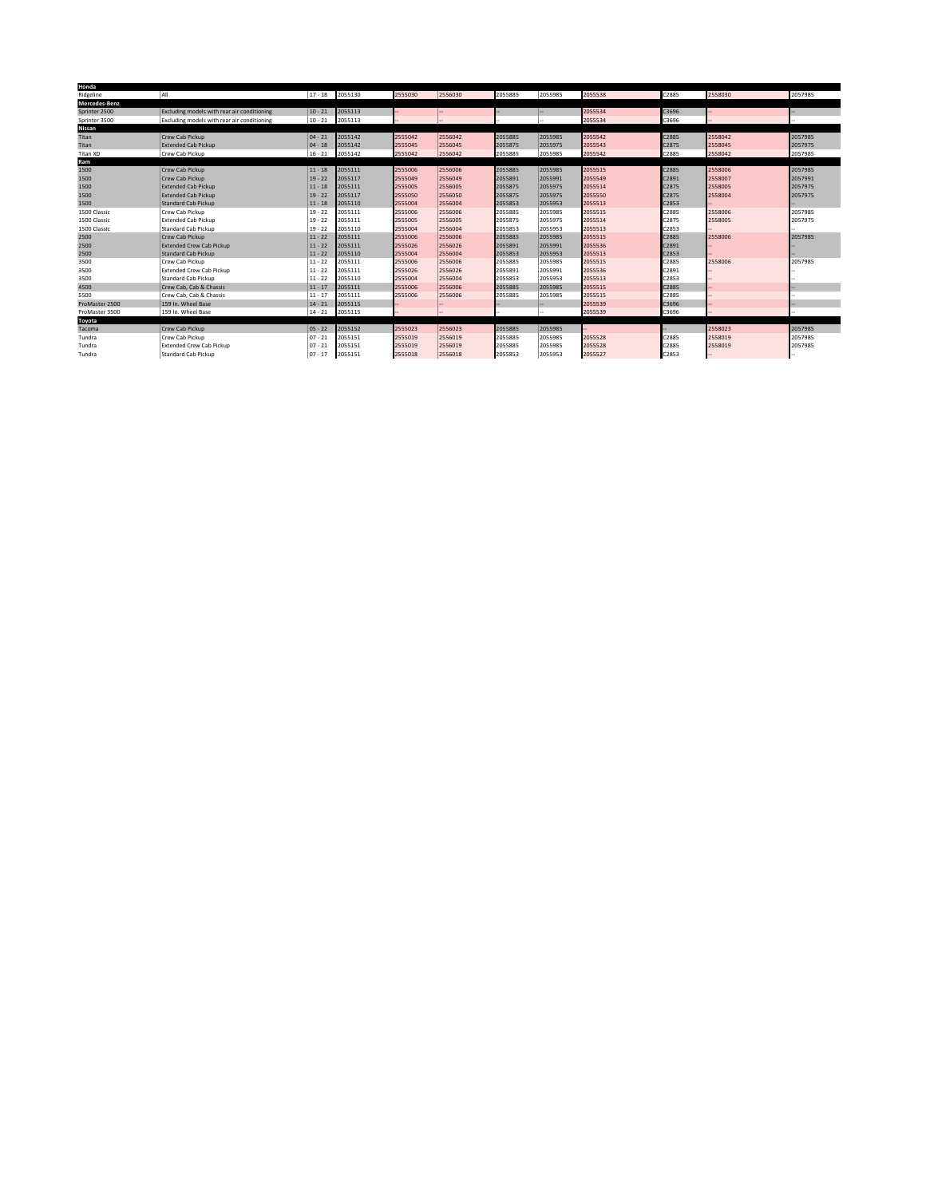| | | | | | | | | | | | |
|---|---|---|---|---|---|---|---|---|---|---|---|
| **Honda** | | | | | | | | | | | |
| Ridgeline | All | 17 - 18 | 2055130 | 2555030 | 2556030 | 2055885 | 2055985 | 2055538 | C2885 | 2558030 | 2057985 |
| **Mercedes-Benz** | | | | | | | | | | | |
| Sprinter 2500 | Excluding models with rear air conditioning | 10 - 21 | 2055113 | -- | -- | -- | -- | 2055534 | C3696 | -- | -- |
| Sprinter 3500 | Excluding models with rear air conditioning | 10 - 21 | 2055113 | -- | -- | -- | -- | 2055534 | C3696 | -- | -- |
| **Nissan** | | | | | | | | | | | |
| Titan | Crew Cab Pickup | 04 - 21 | 2055142 | 2555042 | 2556042 | 2055885 | 2055985 | 2055542 | C2885 | 2558042 | 2057985 |
| Titan | Extended Cab Pickup | 04 - 18 | 2055142 | 2555045 | 2556045 | 2055875 | 2055975 | 2055543 | C2875 | 2558045 | 2057975 |
| Titan XD | Crew Cab Pickup | 16 - 21 | 2055142 | 2555042 | 2556042 | 2055885 | 2055985 | 2055542 | C2885 | 2558042 | 2057985 |
| **Ram** | | | | | | | | | | | |
| 1500 | Crew Cab Pickup | 11 - 18 | 2055111 | 2555006 | 2556006 | 2055885 | 2055985 | 2055515 | C2885 | 2558006 | 2057985 |
| 1500 | Crew Cab Pickup | 19 - 22 | 2055117 | 2555049 | 2556049 | 2055891 | 2055991 | 2055549 | C2891 | 2558007 | 2057991 |
| 1500 | Extended Cab Pickup | 11 - 18 | 2055111 | 2555005 | 2556005 | 2055875 | 2055975 | 2055514 | C2875 | 2558005 | 2057975 |
| 1500 | Extended Cab Pickup | 19 - 22 | 2055117 | 2555050 | 2556050 | 2055875 | 2055975 | 2055550 | C2875 | 2558004 | 2057975 |
| 1500 | Standard Cab Pickup | 11 - 18 | 2055110 | 2555004 | 2556004 | 2055853 | 2055953 | 2055513 | C2853 | -- | -- |
| 1500 Classic | Crew Cab Pickup | 19 - 22 | 2055111 | 2555006 | 2556006 | 2055885 | 2055985 | 2055515 | C2885 | 2558006 | 2057985 |
| 1500 Classic | Extended Cab Pickup | 19 - 22 | 2055111 | 2555005 | 2556005 | 2055875 | 2055975 | 2055514 | C2875 | 2558005 | 2057975 |
| 1500 Classic | Standard Cab Pickup | 19 - 22 | 2055110 | 2555004 | 2556004 | 2055853 | 2055953 | 2055513 | C2853 | -- | -- |
| 2500 | Crew Cab Pickup | 11 - 22 | 2055111 | 2555006 | 2556006 | 2055885 | 2055985 | 2055515 | C2885 | 2558006 | 2057985 |
| 2500 | Extended Crew Cab Pickup | 11 - 22 | 2055111 | 2555026 | 2556026 | 2055891 | 2055991 | 2055536 | C2891 | -- | -- |
| 2500 | Standard Cab Pickup | 11 - 22 | 2055110 | 2555004 | 2556004 | 2055853 | 2055953 | 2055513 | C2853 | -- | -- |
| 3500 | Crew Cab Pickup | 11 - 22 | 2055111 | 2555006 | 2556006 | 2055885 | 2055985 | 2055515 | C2885 | 2558006 | 2057985 |
| 3500 | Extended Crew Cab Pickup | 11 - 22 | 2055111 | 2555026 | 2556026 | 2055891 | 2055991 | 2055536 | C2891 | -- | -- |
| 3500 | Standard Cab Pickup | 11 - 22 | 2055110 | 2555004 | 2556004 | 2055853 | 2055953 | 2055513 | C2853 | -- | -- |
| 4500 | Crew Cab, Cab & Chassis | 11 - 17 | 2055111 | 2555006 | 2556006 | 2055885 | 2055985 | 2055515 | C2885 | -- | -- |
| 5500 | Crew Cab, Cab & Chassis | 11 - 17 | 2055111 | 2555006 | 2556006 | 2055885 | 2055985 | 2055515 | C2885 | -- | -- |
| ProMaster 2500 | 159 In. Wheel Base | 14 - 21 | 2055115 | -- | -- | -- | -- | 2055539 | C3696 | -- | -- |
| ProMaster 3500 | 159 In. Wheel Base | 14 - 21 | 2055115 | -- | -- | -- | -- | 2055539 | C3696 | -- | -- |
| **Toyota** | | | | | | | | | | | |
| Tacoma | Crew Cab Pickup | 05 - 22 | 2055152 | 2555023 | 2556023 | 2055885 | 2055985 | -- | -- | 2558023 | 2057985 |
| Tundra | Crew Cab Pickup | 07 - 21 | 2055151 | 2555019 | 2556019 | 2055885 | 2055985 | 2055528 | C2885 | 2558019 | 2057985 |
| Tundra | Extended Crew Cab Pickup | 07 - 21 | 2055151 | 2555019 | 2556019 | 2055885 | 2055985 | 2055528 | C2885 | 2558019 | 2057985 |
| Tundra | Standard Cab Pickup | 07 - 17 | 2055151 | 2555018 | 2556018 | 2055853 | 2055953 | 2055527 | C2853 | -- | -- |